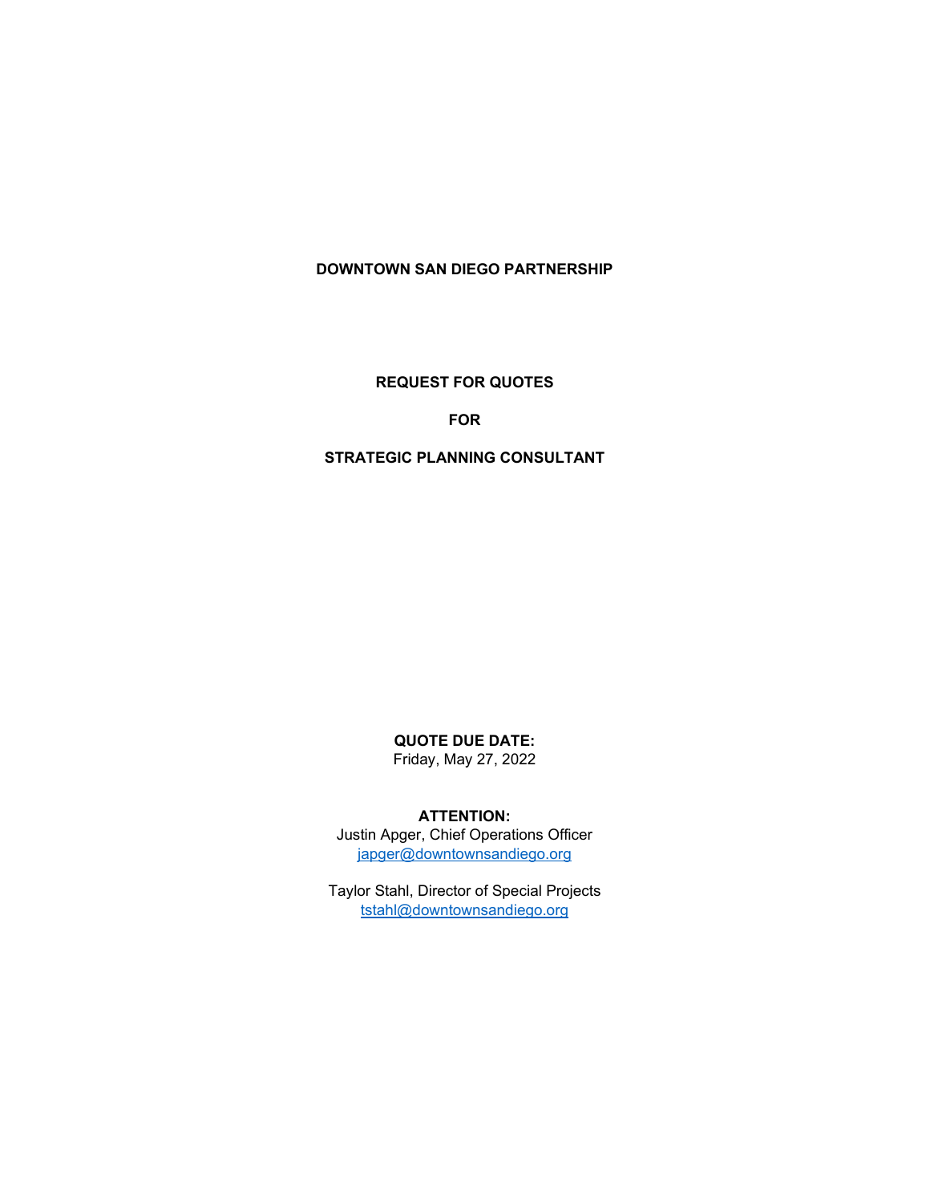# DOWNTOWN SAN DIEGO PARTNERSHIP

## REQUEST FOR QUOTES

## FOR

## STRATEGIC PLANNING CONSULTANT

**QUOTE DUE DATE:**
Friday, May 27, 2022

**ATTENTION:**
Justin Apger, Chief Operations Officer
japger@downtownsandiego.org

Taylor Stahl, Director of Special Projects
tstahl@downtownsandiego.org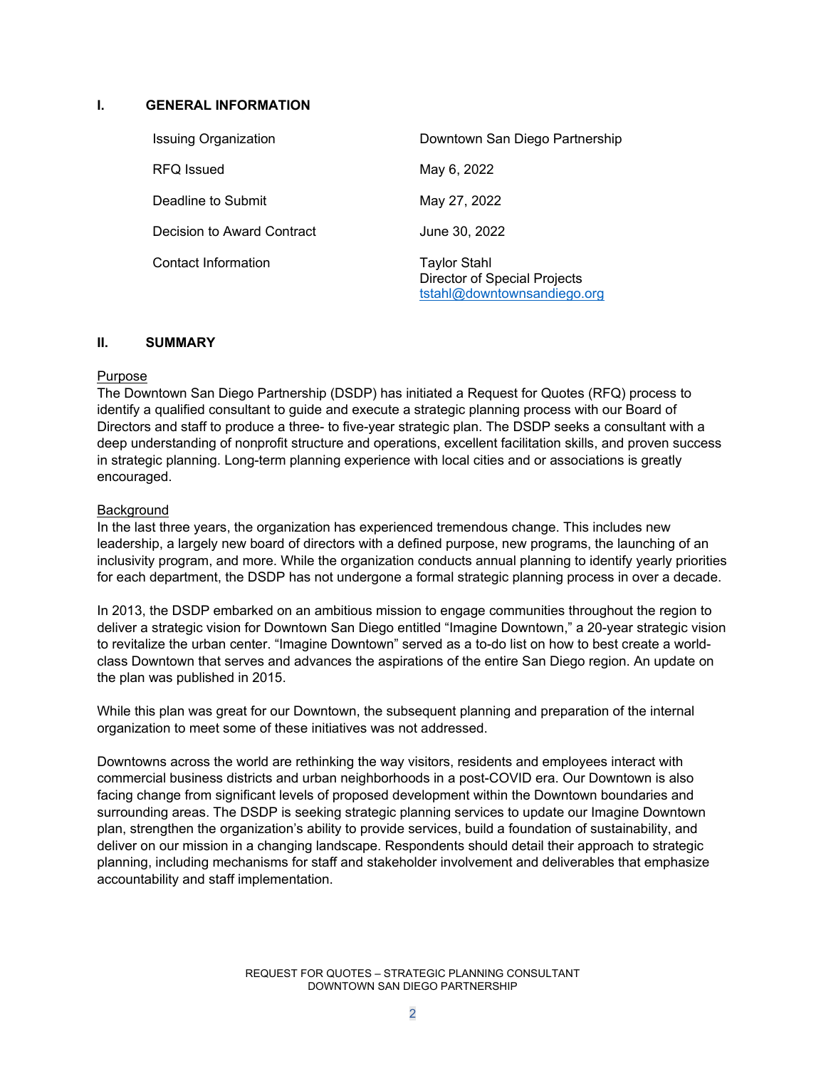## I. GENERAL INFORMATION

| | |
|---|---|
| Issuing Organization | Downtown San Diego Partnership |
| RFQ Issued | May 6, 2022 |
| Deadline to Submit | May 27, 2022 |
| Decision to Award Contract | June 30, 2022 |
| Contact Information | Taylor Stahl<br>Director of Special Projects<br>tstahl@downtownsandiego.org |

## II. SUMMARY

Purpose

The Downtown San Diego Partnership (DSDP) has initiated a Request for Quotes (RFQ) process to identify a qualified consultant to guide and execute a strategic planning process with our Board of Directors and staff to produce a three- to five-year strategic plan. The DSDP seeks a consultant with a deep understanding of nonprofit structure and operations, excellent facilitation skills, and proven success in strategic planning. Long-term planning experience with local cities and or associations is greatly encouraged.

Background

In the last three years, the organization has experienced tremendous change. This includes new leadership, a largely new board of directors with a defined purpose, new programs, the launching of an inclusivity program, and more. While the organization conducts annual planning to identify yearly priorities for each department, the DSDP has not undergone a formal strategic planning process in over a decade.

In 2013, the DSDP embarked on an ambitious mission to engage communities throughout the region to deliver a strategic vision for Downtown San Diego entitled "Imagine Downtown," a 20-year strategic vision to revitalize the urban center. "Imagine Downtown" served as a to-do list on how to best create a world-class Downtown that serves and advances the aspirations of the entire San Diego region. An update on the plan was published in 2015.

While this plan was great for our Downtown, the subsequent planning and preparation of the internal organization to meet some of these initiatives was not addressed.

Downtowns across the world are rethinking the way visitors, residents and employees interact with commercial business districts and urban neighborhoods in a post-COVID era. Our Downtown is also facing change from significant levels of proposed development within the Downtown boundaries and surrounding areas. The DSDP is seeking strategic planning services to update our Imagine Downtown plan, strengthen the organization's ability to provide services, build a foundation of sustainability, and deliver on our mission in a changing landscape. Respondents should detail their approach to strategic planning, including mechanisms for staff and stakeholder involvement and deliverables that emphasize accountability and staff implementation.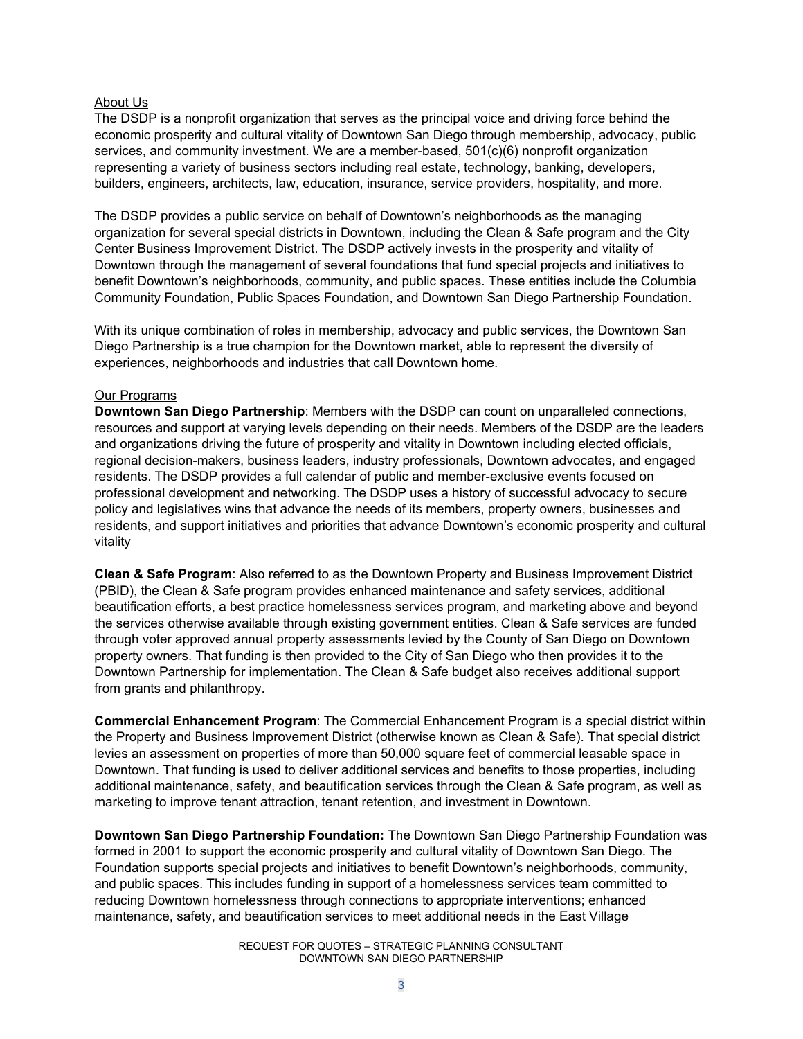<u>About Us</u>

The DSDP is a nonprofit organization that serves as the principal voice and driving force behind the economic prosperity and cultural vitality of Downtown San Diego through membership, advocacy, public services, and community investment. We are a member-based, 501(c)(6) nonprofit organization representing a variety of business sectors including real estate, technology, banking, developers, builders, engineers, architects, law, education, insurance, service providers, hospitality, and more.

The DSDP provides a public service on behalf of Downtown's neighborhoods as the managing organization for several special districts in Downtown, including the Clean & Safe program and the City Center Business Improvement District. The DSDP actively invests in the prosperity and vitality of Downtown through the management of several foundations that fund special projects and initiatives to benefit Downtown's neighborhoods, community, and public spaces. These entities include the Columbia Community Foundation, Public Spaces Foundation, and Downtown San Diego Partnership Foundation.

With its unique combination of roles in membership, advocacy and public services, the Downtown San Diego Partnership is a true champion for the Downtown market, able to represent the diversity of experiences, neighborhoods and industries that call Downtown home.

<u>Our Programs</u>

**Downtown San Diego Partnership**: Members with the DSDP can count on unparalleled connections, resources and support at varying levels depending on their needs. Members of the DSDP are the leaders and organizations driving the future of prosperity and vitality in Downtown including elected officials, regional decision-makers, business leaders, industry professionals, Downtown advocates, and engaged residents. The DSDP provides a full calendar of public and member-exclusive events focused on professional development and networking. The DSDP uses a history of successful advocacy to secure policy and legislatives wins that advance the needs of its members, property owners, businesses and residents, and support initiatives and priorities that advance Downtown's economic prosperity and cultural vitality

**Clean & Safe Program**: Also referred to as the Downtown Property and Business Improvement District (PBID), the Clean & Safe program provides enhanced maintenance and safety services, additional beautification efforts, a best practice homelessness services program, and marketing above and beyond the services otherwise available through existing government entities. Clean & Safe services are funded through voter approved annual property assessments levied by the County of San Diego on Downtown property owners. That funding is then provided to the City of San Diego who then provides it to the Downtown Partnership for implementation. The Clean & Safe budget also receives additional support from grants and philanthropy.

**Commercial Enhancement Program**: The Commercial Enhancement Program is a special district within the Property and Business Improvement District (otherwise known as Clean & Safe). That special district levies an assessment on properties of more than 50,000 square feet of commercial leasable space in Downtown. That funding is used to deliver additional services and benefits to those properties, including additional maintenance, safety, and beautification services through the Clean & Safe program, as well as marketing to improve tenant attraction, tenant retention, and investment in Downtown.

**Downtown San Diego Partnership Foundation:** The Downtown San Diego Partnership Foundation was formed in 2001 to support the economic prosperity and cultural vitality of Downtown San Diego. The Foundation supports special projects and initiatives to benefit Downtown's neighborhoods, community, and public spaces. This includes funding in support of a homelessness services team committed to reducing Downtown homelessness through connections to appropriate interventions; enhanced maintenance, safety, and beautification services to meet additional needs in the East Village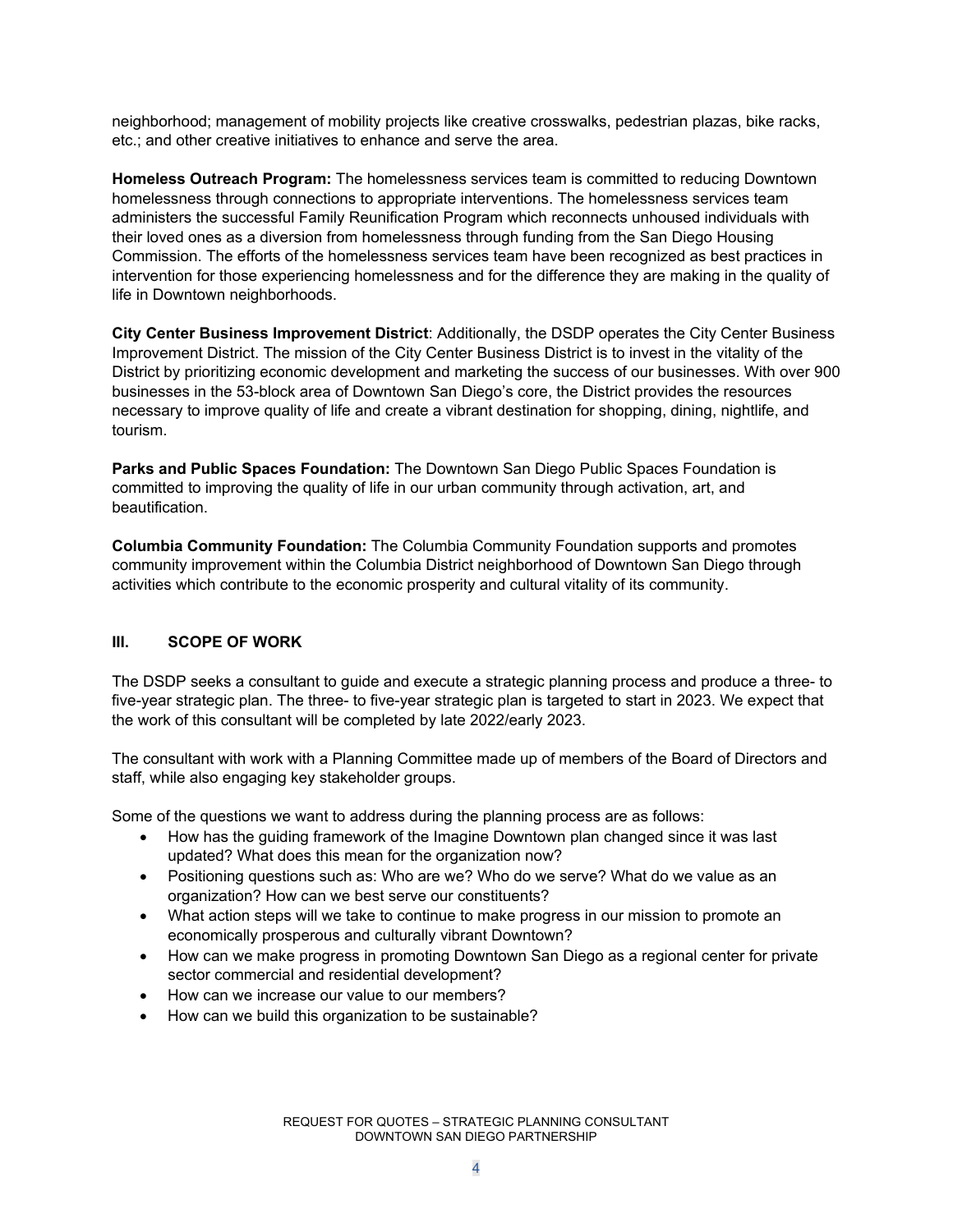neighborhood; management of mobility projects like creative crosswalks, pedestrian plazas, bike racks, etc.; and other creative initiatives to enhance and serve the area.

**Homeless Outreach Program:** The homelessness services team is committed to reducing Downtown homelessness through connections to appropriate interventions. The homelessness services team administers the successful Family Reunification Program which reconnects unhoused individuals with their loved ones as a diversion from homelessness through funding from the San Diego Housing Commission. The efforts of the homelessness services team have been recognized as best practices in intervention for those experiencing homelessness and for the difference they are making in the quality of life in Downtown neighborhoods.

**City Center Business Improvement District**: Additionally, the DSDP operates the City Center Business Improvement District. The mission of the City Center Business District is to invest in the vitality of the District by prioritizing economic development and marketing the success of our businesses. With over 900 businesses in the 53-block area of Downtown San Diego's core, the District provides the resources necessary to improve quality of life and create a vibrant destination for shopping, dining, nightlife, and tourism.

**Parks and Public Spaces Foundation:** The Downtown San Diego Public Spaces Foundation is committed to improving the quality of life in our urban community through activation, art, and beautification.

**Columbia Community Foundation:** The Columbia Community Foundation supports and promotes community improvement within the Columbia District neighborhood of Downtown San Diego through activities which contribute to the economic prosperity and cultural vitality of its community.

## III. SCOPE OF WORK

The DSDP seeks a consultant to guide and execute a strategic planning process and produce a three- to five-year strategic plan. The three- to five-year strategic plan is targeted to start in 2023. We expect that the work of this consultant will be completed by late 2022/early 2023.

The consultant with work with a Planning Committee made up of members of the Board of Directors and staff, while also engaging key stakeholder groups.

Some of the questions we want to address during the planning process are as follows:

- How has the guiding framework of the Imagine Downtown plan changed since it was last updated? What does this mean for the organization now?
- Positioning questions such as: Who are we? Who do we serve? What do we value as an organization? How can we best serve our constituents?
- What action steps will we take to continue to make progress in our mission to promote an economically prosperous and culturally vibrant Downtown?
- How can we make progress in promoting Downtown San Diego as a regional center for private sector commercial and residential development?
- How can we increase our value to our members?
- How can we build this organization to be sustainable?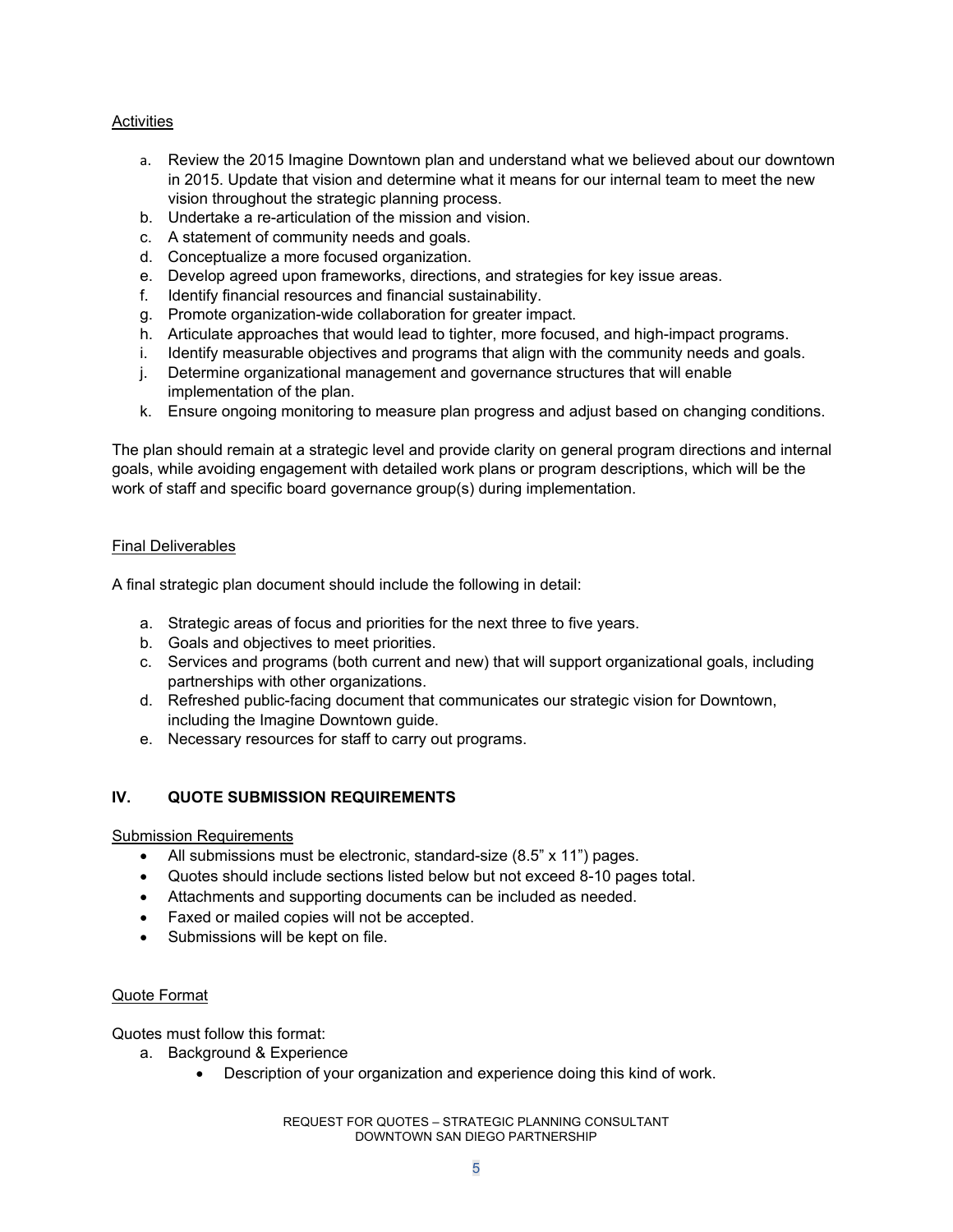Activities

a. Review the 2015 Imagine Downtown plan and understand what we believed about our downtown in 2015. Update that vision and determine what it means for our internal team to meet the new vision throughout the strategic planning process.
b. Undertake a re-articulation of the mission and vision.
c. A statement of community needs and goals.
d. Conceptualize a more focused organization.
e. Develop agreed upon frameworks, directions, and strategies for key issue areas.
f. Identify financial resources and financial sustainability.
g. Promote organization-wide collaboration for greater impact.
h. Articulate approaches that would lead to tighter, more focused, and high-impact programs.
i. Identify measurable objectives and programs that align with the community needs and goals.
j. Determine organizational management and governance structures that will enable implementation of the plan.
k. Ensure ongoing monitoring to measure plan progress and adjust based on changing conditions.

The plan should remain at a strategic level and provide clarity on general program directions and internal goals, while avoiding engagement with detailed work plans or program descriptions, which will be the work of staff and specific board governance group(s) during implementation.

Final Deliverables

A final strategic plan document should include the following in detail:

a. Strategic areas of focus and priorities for the next three to five years.
b. Goals and objectives to meet priorities.
c. Services and programs (both current and new) that will support organizational goals, including partnerships with other organizations.
d. Refreshed public-facing document that communicates our strategic vision for Downtown, including the Imagine Downtown guide.
e. Necessary resources for staff to carry out programs.

## IV. QUOTE SUBMISSION REQUIREMENTS

Submission Requirements

- All submissions must be electronic, standard-size (8.5" x 11") pages.
- Quotes should include sections listed below but not exceed 8-10 pages total.
- Attachments and supporting documents can be included as needed.
- Faxed or mailed copies will not be accepted.
- Submissions will be kept on file.

Quote Format

Quotes must follow this format:

a. Background & Experience
   - Description of your organization and experience doing this kind of work.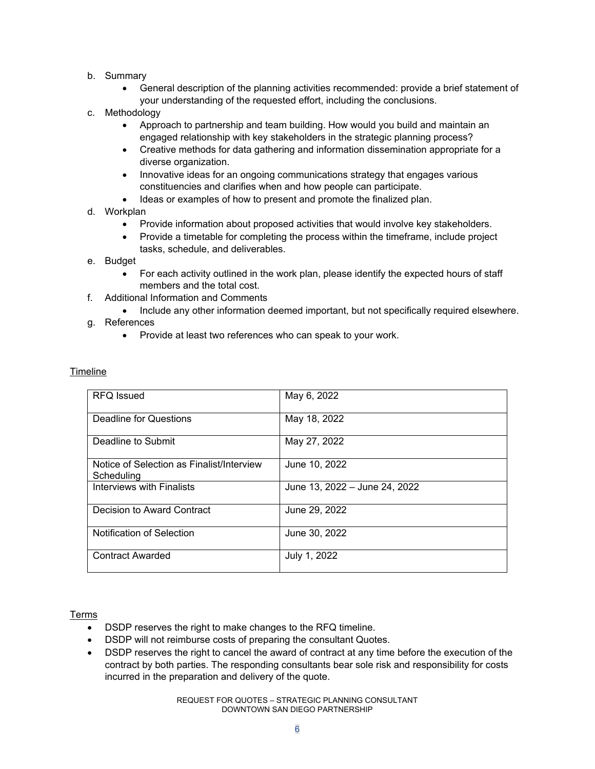b. Summary
    - General description of the planning activities recommended: provide a brief statement of your understanding of the requested effort, including the conclusions.

c. Methodology
    - Approach to partnership and team building. How would you build and maintain an engaged relationship with key stakeholders in the strategic planning process?
    - Creative methods for data gathering and information dissemination appropriate for a diverse organization.
    - Innovative ideas for an ongoing communications strategy that engages various constituencies and clarifies when and how people can participate.
    - Ideas or examples of how to present and promote the finalized plan.

d. Workplan
    - Provide information about proposed activities that would involve key stakeholders.
    - Provide a timetable for completing the process within the timeframe, include project tasks, schedule, and deliverables.

e. Budget
    - For each activity outlined in the work plan, please identify the expected hours of staff members and the total cost.

f. Additional Information and Comments
    - Include any other information deemed important, but not specifically required elsewhere.

g. References
    - Provide at least two references who can speak to your work.

<u>Timeline</u>

| RFQ Issued | May 6, 2022 |
|---|---|
| Deadline for Questions | May 18, 2022 |
| Deadline to Submit | May 27, 2022 |
| Notice of Selection as Finalist/Interview Scheduling | June 10, 2022 |
| Interviews with Finalists | June 13, 2022 – June 24, 2022 |
| Decision to Award Contract | June 29, 2022 |
| Notification of Selection | June 30, 2022 |
| Contract Awarded | July 1, 2022 |

<u>Terms</u>

- DSDP reserves the right to make changes to the RFQ timeline.
- DSDP will not reimburse costs of preparing the consultant Quotes.
- DSDP reserves the right to cancel the award of contract at any time before the execution of the contract by both parties. The responding consultants bear sole risk and responsibility for costs incurred in the preparation and delivery of the quote.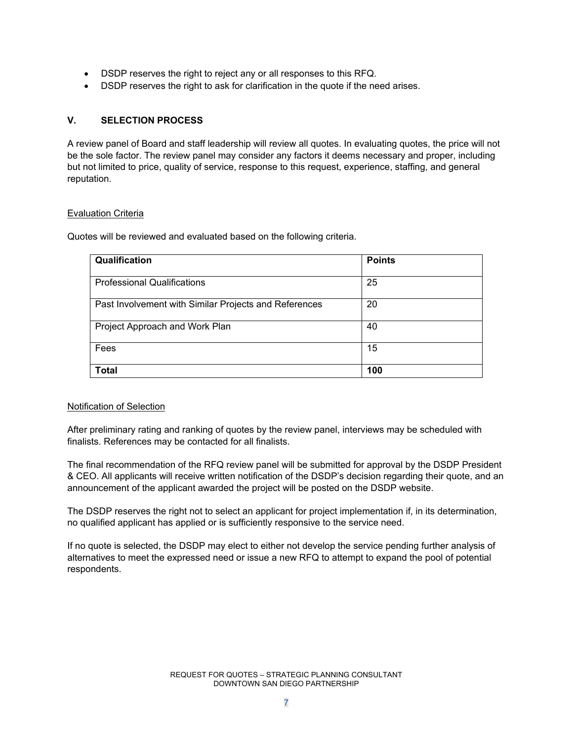- DSDP reserves the right to reject any or all responses to this RFQ.
- DSDP reserves the right to ask for clarification in the quote if the need arises.

## V. SELECTION PROCESS

A review panel of Board and staff leadership will review all quotes. In evaluating quotes, the price will not be the sole factor. The review panel may consider any factors it deems necessary and proper, including but not limited to price, quality of service, response to this request, experience, staffing, and general reputation.

### Evaluation Criteria

Quotes will be reviewed and evaluated based on the following criteria.

| Qualification | Points |
|---|---|
| Professional Qualifications | 25 |
| Past Involvement with Similar Projects and References | 20 |
| Project Approach and Work Plan | 40 |
| Fees | 15 |
| **Total** | **100** |

### Notification of Selection

After preliminary rating and ranking of quotes by the review panel, interviews may be scheduled with finalists. References may be contacted for all finalists.

The final recommendation of the RFQ review panel will be submitted for approval by the DSDP President & CEO. All applicants will receive written notification of the DSDP's decision regarding their quote, and an announcement of the applicant awarded the project will be posted on the DSDP website.

The DSDP reserves the right not to select an applicant for project implementation if, in its determination, no qualified applicant has applied or is sufficiently responsive to the service need.

If no quote is selected, the DSDP may elect to either not develop the service pending further analysis of alternatives to meet the expressed need or issue a new RFQ to attempt to expand the pool of potential respondents.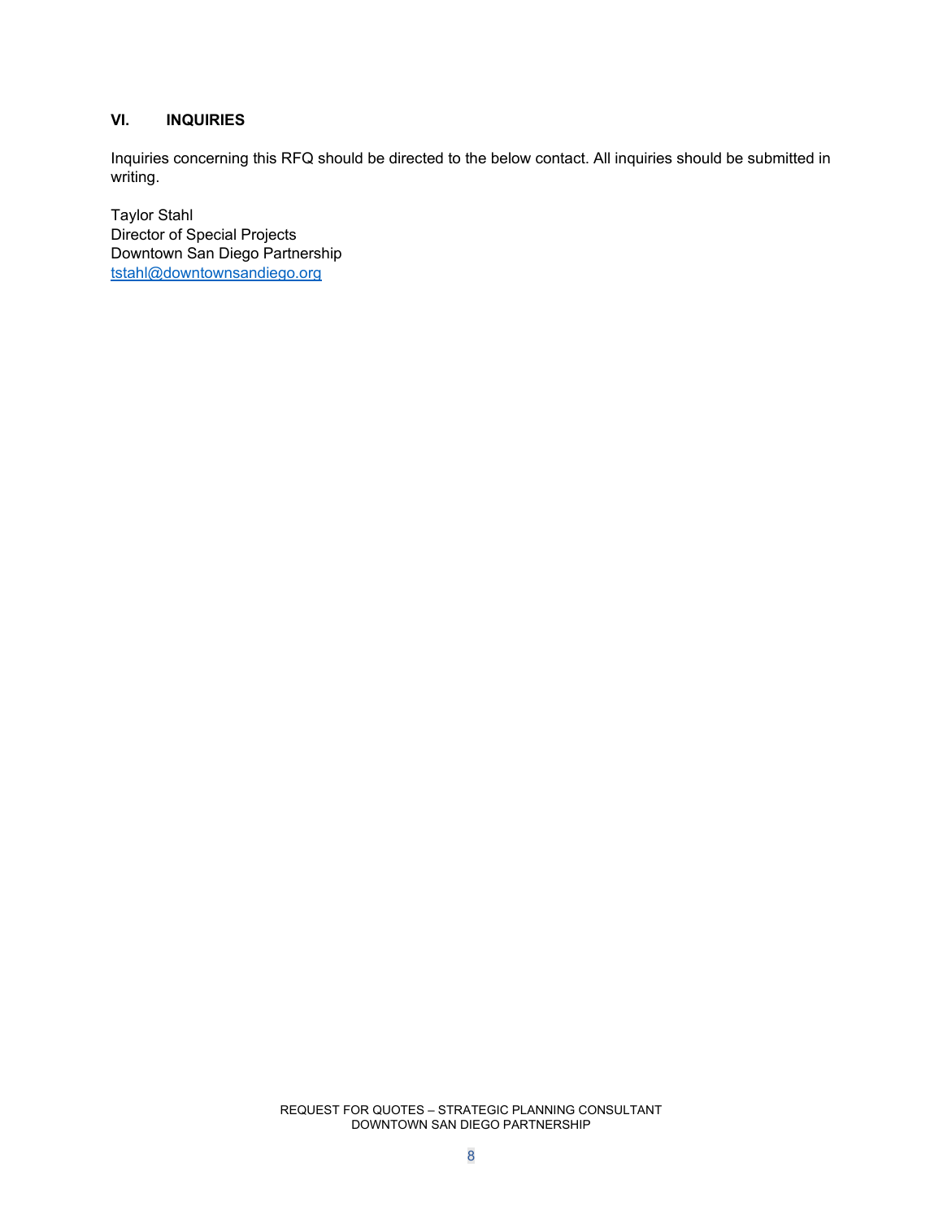## VI. INQUIRIES

Inquiries concerning this RFQ should be directed to the below contact. All inquiries should be submitted in writing.

Taylor Stahl
Director of Special Projects
Downtown San Diego Partnership
tstahl@downtownsandiego.org